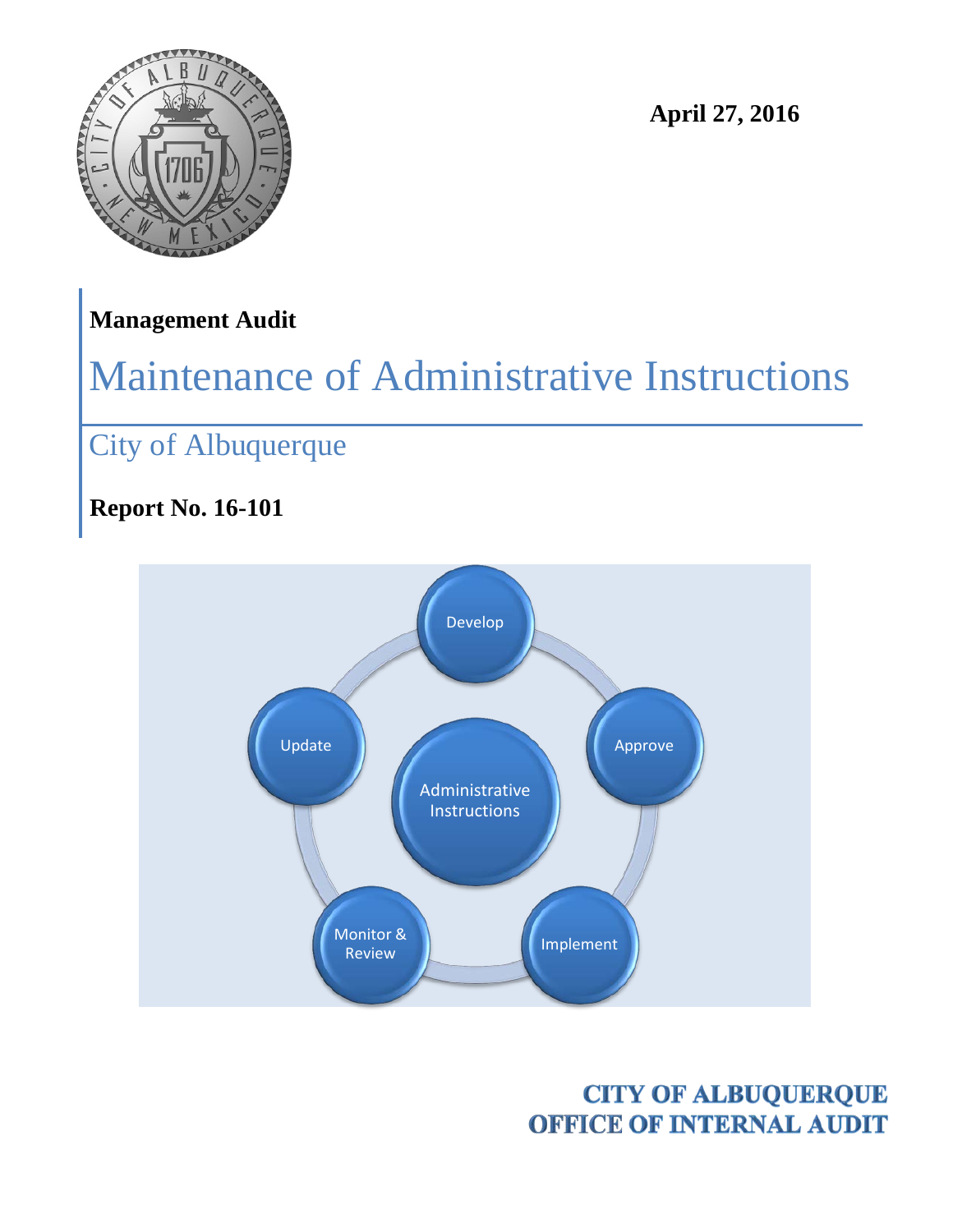April 27, 2016

**Management Audit**

# Maintenance of Administrative Instructions

## City of Albuquerque

**Report No. 16-101**

Develop

Approve

Implement

Monitor & Review

Update

Administrative Instructions

**CITY OF ALBUQUERQUE**
**OFFICE OF INTERNAL AUDIT**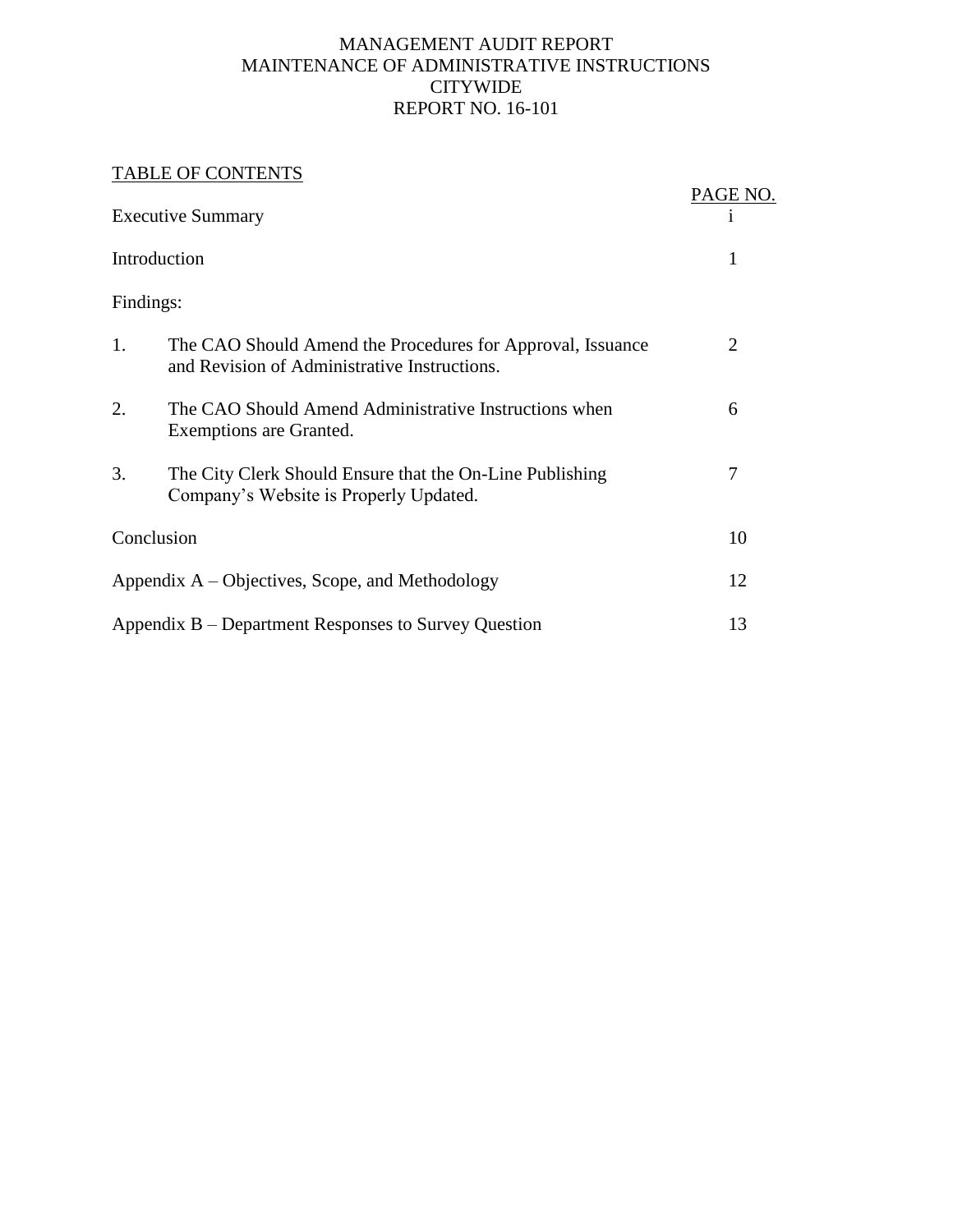# MANAGEMENT AUDIT REPORT
# MAINTENANCE OF ADMINISTRATIVE INSTRUCTIONS
# CITYWIDE
# REPORT NO. 16-101

## TABLE OF CONTENTS

| | | PAGE NO. |
|---|---|---|
| Executive Summary | | i |
| Introduction | | 1 |
| Findings: | | |
| 1. | The CAO Should Amend the Procedures for Approval, Issuance and Revision of Administrative Instructions. | 2 |
| 2. | The CAO Should Amend Administrative Instructions when Exemptions are Granted. | 6 |
| 3. | The City Clerk Should Ensure that the On-Line Publishing Company's Website is Properly Updated. | 7 |
| Conclusion | | 10 |
| Appendix A – Objectives, Scope, and Methodology | | 12 |
| Appendix B – Department Responses to Survey Question | | 13 |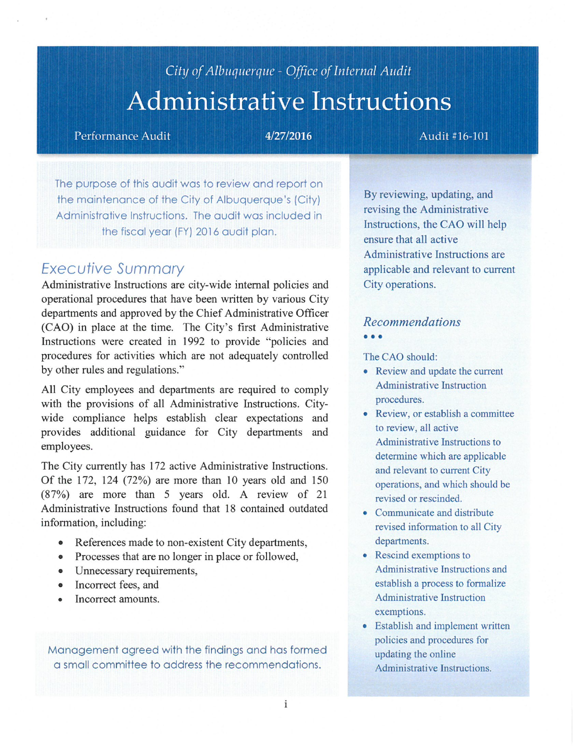City of Albuquerque - Office of Internal Audit

# Administrative Instructions

Performance Audit | **4/27/2016** | Audit #16-101

The purpose of this audit was to review and report on the maintenance of the City of Albuquerque's (City) Administrative Instructions. The audit was included in the fiscal year (FY) 2016 audit plan.

## *Executive Summary*

Administrative Instructions are city-wide internal policies and operational procedures that have been written by various City departments and approved by the Chief Administrative Officer (CAO) in place at the time. The City's first Administrative Instructions were created in 1992 to provide "policies and procedures for activities which are not adequately controlled by other rules and regulations."

All City employees and departments are required to comply with the provisions of all Administrative Instructions. City-wide compliance helps establish clear expectations and provides additional guidance for City departments and employees.

The City currently has 172 active Administrative Instructions. Of the 172, 124 (72%) are more than 10 years old and 150 (87%) are more than 5 years old. A review of 21 Administrative Instructions found that 18 contained outdated information, including:

- References made to non-existent City departments,
- Processes that are no longer in place or followed,
- Unnecessary requirements,
- Incorrect fees, and
- Incorrect amounts.

Management agreed with the findings and has formed a small committee to address the recommendations.

By reviewing, updating, and revising the Administrative Instructions, the CAO will help ensure that all active Administrative Instructions are applicable and relevant to current City operations.

## *Recommendations*

The CAO should:

- Review and update the current Administrative Instruction procedures.
- Review, or establish a committee to review, all active Administrative Instructions to determine which are applicable and relevant to current City operations, and which should be revised or rescinded.
- Communicate and distribute revised information to all City departments.
- Rescind exemptions to Administrative Instructions and establish a process to formalize Administrative Instruction exemptions.
- Establish and implement written policies and procedures for updating the online Administrative Instructions.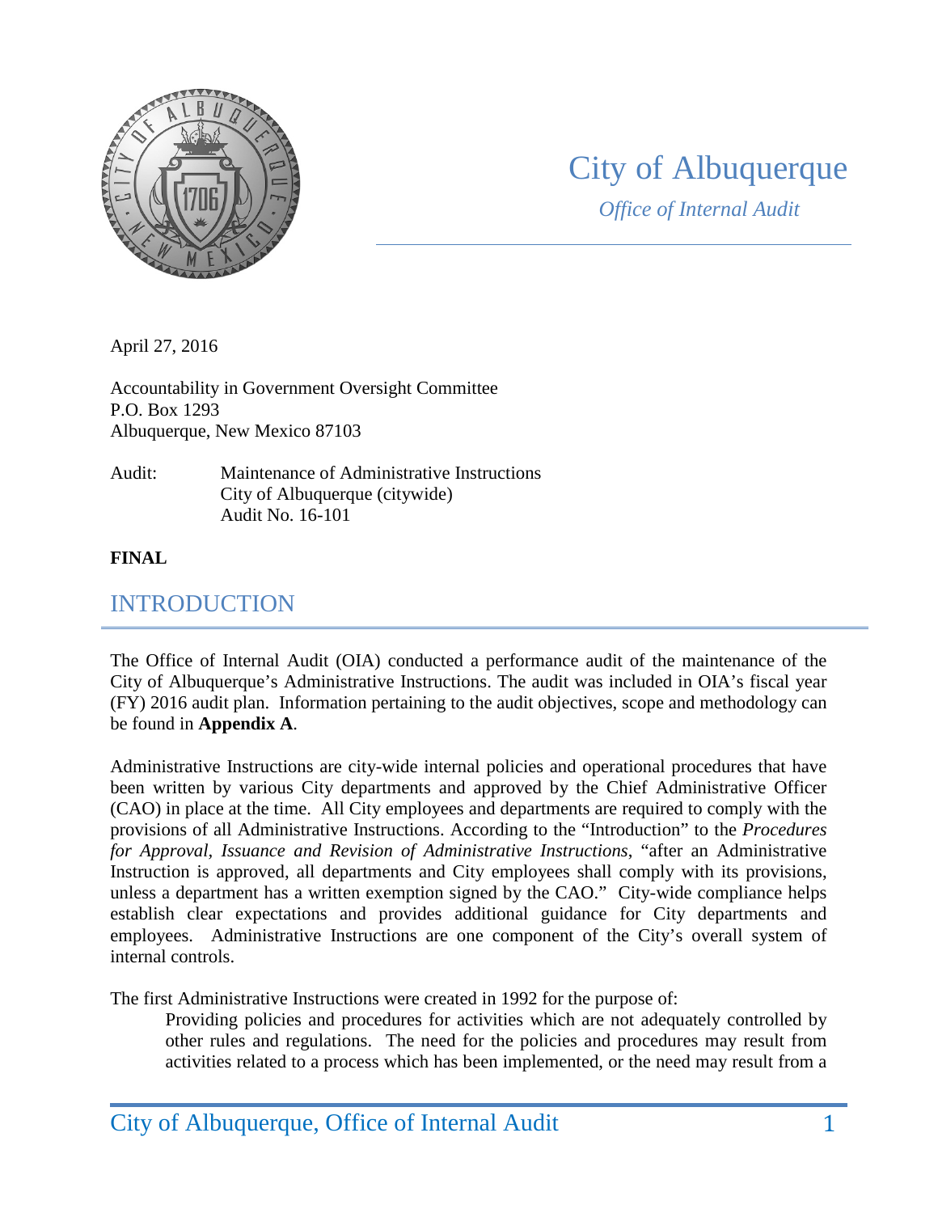City of Albuquerque

*Office of Internal Audit*

April 27, 2016

Accountability in Government Oversight Committee
P.O. Box 1293
Albuquerque, New Mexico 87103

Audit: Maintenance of Administrative Instructions
City of Albuquerque (citywide)
Audit No. 16-101

**FINAL**

## INTRODUCTION

The Office of Internal Audit (OIA) conducted a performance audit of the maintenance of the City of Albuquerque's Administrative Instructions. The audit was included in OIA's fiscal year (FY) 2016 audit plan. Information pertaining to the audit objectives, scope and methodology can be found in **Appendix A**.

Administrative Instructions are city-wide internal policies and operational procedures that have been written by various City departments and approved by the Chief Administrative Officer (CAO) in place at the time. All City employees and departments are required to comply with the provisions of all Administrative Instructions. According to the "Introduction" to the *Procedures for Approval, Issuance and Revision of Administrative Instructions*, "after an Administrative Instruction is approved, all departments and City employees shall comply with its provisions, unless a department has a written exemption signed by the CAO." City-wide compliance helps establish clear expectations and provides additional guidance for City departments and employees. Administrative Instructions are one component of the City's overall system of internal controls.

The first Administrative Instructions were created in 1992 for the purpose of:

> Providing policies and procedures for activities which are not adequately controlled by other rules and regulations. The need for the policies and procedures may result from activities related to a process which has been implemented, or the need may result from a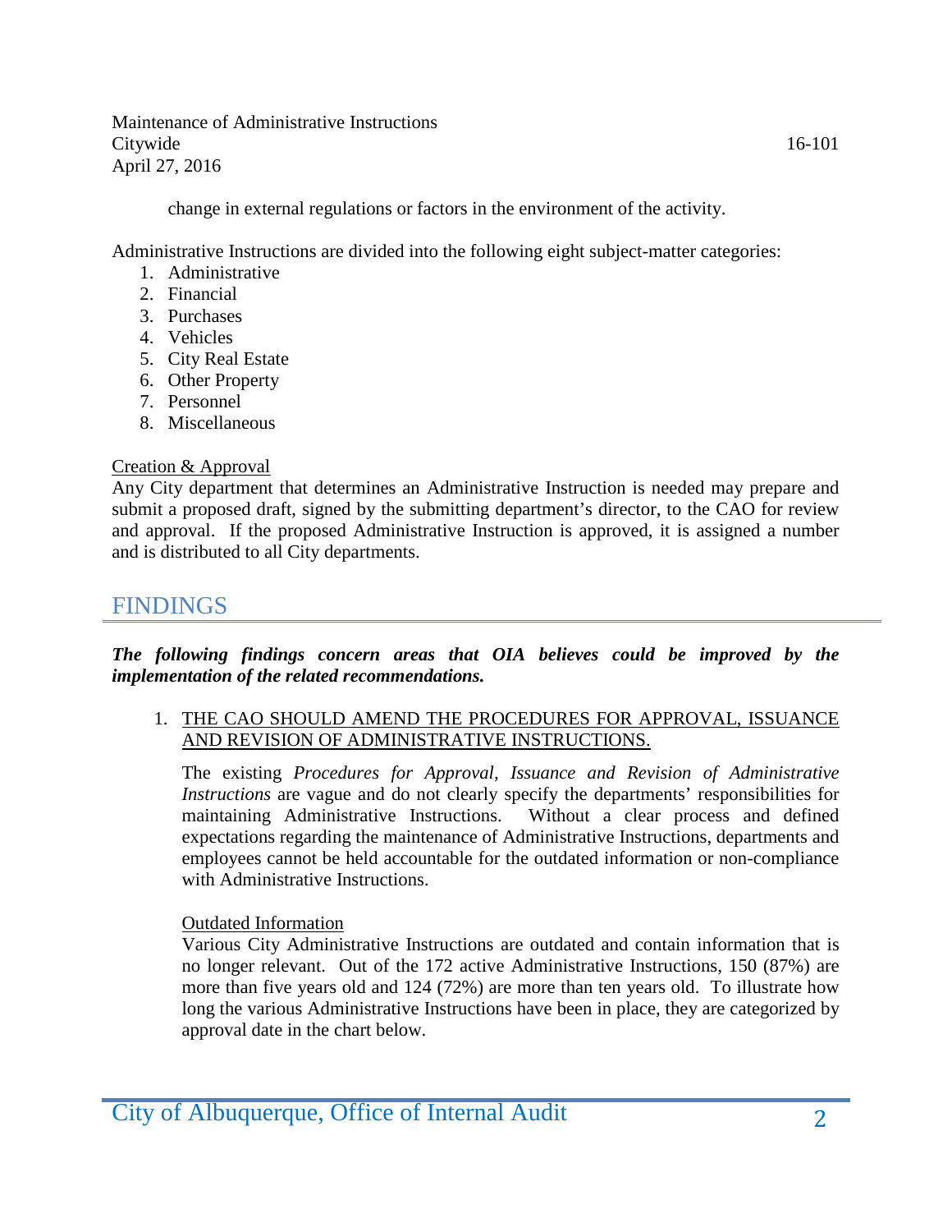change in external regulations or factors in the environment of the activity.

Administrative Instructions are divided into the following eight subject-matter categories:

1. Administrative
2. Financial
3. Purchases
4. Vehicles
5. City Real Estate
6. Other Property
7. Personnel
8. Miscellaneous

Creation & Approval

Any City department that determines an Administrative Instruction is needed may prepare and submit a proposed draft, signed by the submitting department's director, to the CAO for review and approval. If the proposed Administrative Instruction is approved, it is assigned a number and is distributed to all City departments.

# FINDINGS

***The following findings concern areas that OIA believes could be improved by the implementation of the related recommendations.***

1. THE CAO SHOULD AMEND THE PROCEDURES FOR APPROVAL, ISSUANCE AND REVISION OF ADMINISTRATIVE INSTRUCTIONS.

   The existing *Procedures for Approval, Issuance and Revision of Administrative Instructions* are vague and do not clearly specify the departments' responsibilities for maintaining Administrative Instructions. Without a clear process and defined expectations regarding the maintenance of Administrative Instructions, departments and employees cannot be held accountable for the outdated information or non-compliance with Administrative Instructions.

   Outdated Information

   Various City Administrative Instructions are outdated and contain information that is no longer relevant. Out of the 172 active Administrative Instructions, 150 (87%) are more than five years old and 124 (72%) are more than ten years old. To illustrate how long the various Administrative Instructions have been in place, they are categorized by approval date in the chart below.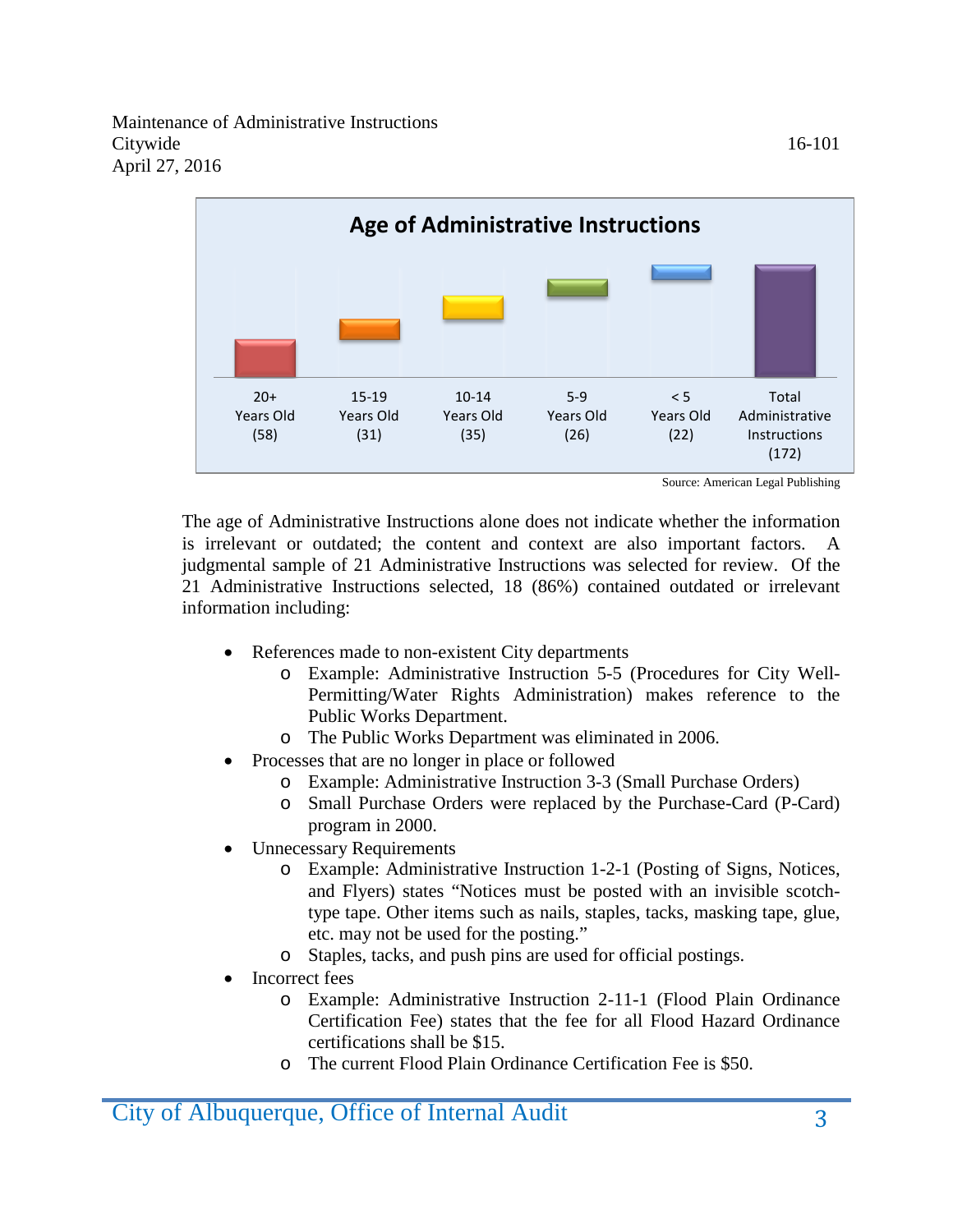**Age of Administrative Instructions**

| 20+ Years Old (58) | 15-19 Years Old (31) | 10-14 Years Old (35) | 5-9 Years Old (26) | < 5 Years Old (22) | Total Administrative Instructions (172) |
|---|---|---|---|---|---|

Source: American Legal Publishing

The age of Administrative Instructions alone does not indicate whether the information is irrelevant or outdated; the content and context are also important factors. A judgmental sample of 21 Administrative Instructions was selected for review. Of the 21 Administrative Instructions selected, 18 (86%) contained outdated or irrelevant information including:

- References made to non-existent City departments
  - Example: Administrative Instruction 5-5 (Procedures for City Well-Permitting/Water Rights Administration) makes reference to the Public Works Department.
  - The Public Works Department was eliminated in 2006.
- Processes that are no longer in place or followed
  - Example: Administrative Instruction 3-3 (Small Purchase Orders)
  - Small Purchase Orders were replaced by the Purchase-Card (P-Card) program in 2000.
- Unnecessary Requirements
  - Example: Administrative Instruction 1-2-1 (Posting of Signs, Notices, and Flyers) states "Notices must be posted with an invisible scotch-type tape. Other items such as nails, staples, tacks, masking tape, glue, etc. may not be used for the posting."
  - Staples, tacks, and push pins are used for official postings.
- Incorrect fees
  - Example: Administrative Instruction 2-11-1 (Flood Plain Ordinance Certification Fee) states that the fee for all Flood Hazard Ordinance certifications shall be $15.
  - The current Flood Plain Ordinance Certification Fee is $50.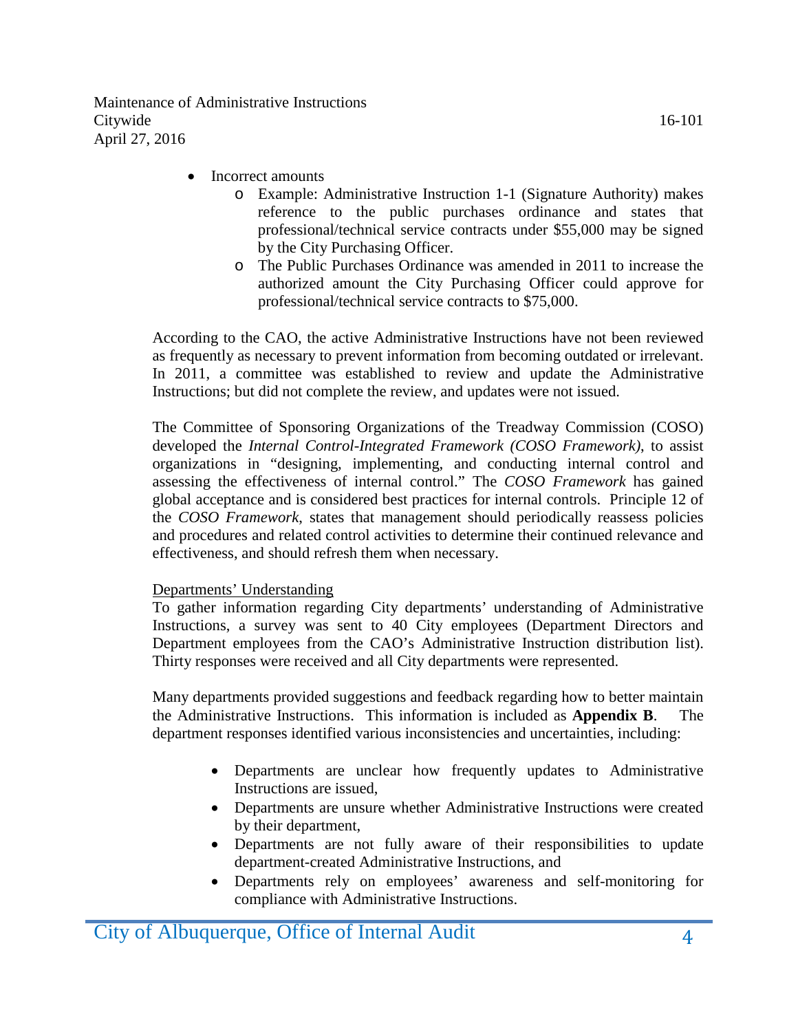- Incorrect amounts
  - Example: Administrative Instruction 1-1 (Signature Authority) makes reference to the public purchases ordinance and states that professional/technical service contracts under $55,000 may be signed by the City Purchasing Officer.
  - The Public Purchases Ordinance was amended in 2011 to increase the authorized amount the City Purchasing Officer could approve for professional/technical service contracts to $75,000.

According to the CAO, the active Administrative Instructions have not been reviewed as frequently as necessary to prevent information from becoming outdated or irrelevant. In 2011, a committee was established to review and update the Administrative Instructions; but did not complete the review, and updates were not issued.

The Committee of Sponsoring Organizations of the Treadway Commission (COSO) developed the *Internal Control-Integrated Framework (COSO Framework)*, to assist organizations in "designing, implementing, and conducting internal control and assessing the effectiveness of internal control." The *COSO Framework* has gained global acceptance and is considered best practices for internal controls. Principle 12 of the *COSO Framework*, states that management should periodically reassess policies and procedures and related control activities to determine their continued relevance and effectiveness, and should refresh them when necessary.

<u>Departments' Understanding</u>

To gather information regarding City departments' understanding of Administrative Instructions, a survey was sent to 40 City employees (Department Directors and Department employees from the CAO's Administrative Instruction distribution list). Thirty responses were received and all City departments were represented.

Many departments provided suggestions and feedback regarding how to better maintain the Administrative Instructions. This information is included as **Appendix B**. The department responses identified various inconsistencies and uncertainties, including:

- Departments are unclear how frequently updates to Administrative Instructions are issued,
- Departments are unsure whether Administrative Instructions were created by their department,
- Departments are not fully aware of their responsibilities to update department-created Administrative Instructions, and
- Departments rely on employees' awareness and self-monitoring for compliance with Administrative Instructions.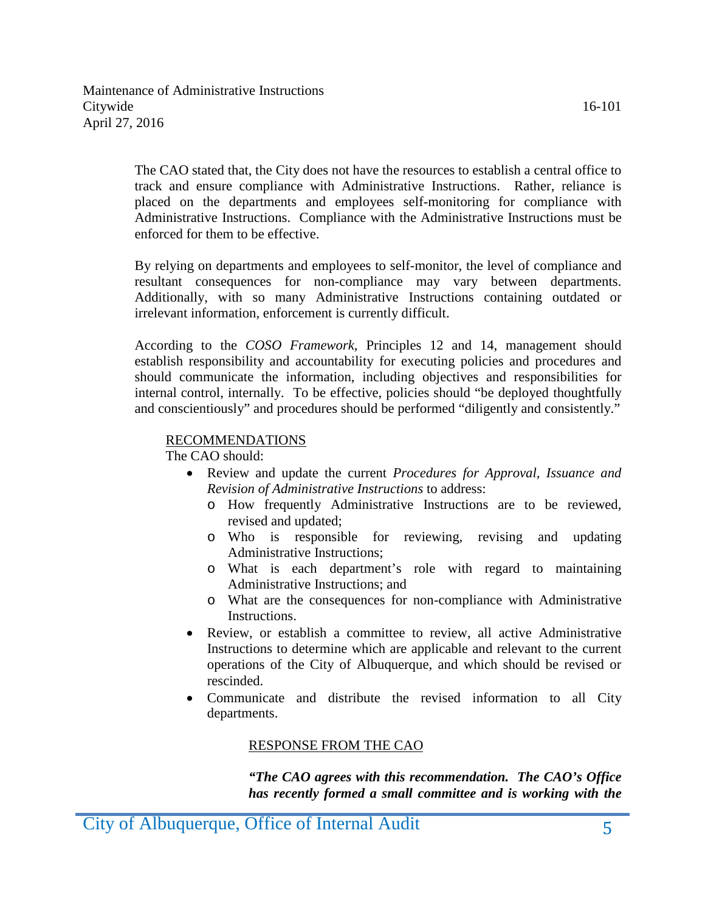The CAO stated that, the City does not have the resources to establish a central office to track and ensure compliance with Administrative Instructions. Rather, reliance is placed on the departments and employees self-monitoring for compliance with Administrative Instructions. Compliance with the Administrative Instructions must be enforced for them to be effective.

By relying on departments and employees to self-monitor, the level of compliance and resultant consequences for non-compliance may vary between departments. Additionally, with so many Administrative Instructions containing outdated or irrelevant information, enforcement is currently difficult.

According to the *COSO Framework*, Principles 12 and 14, management should establish responsibility and accountability for executing policies and procedures and should communicate the information, including objectives and responsibilities for internal control, internally. To be effective, policies should "be deployed thoughtfully and conscientiously" and procedures should be performed "diligently and consistently."

RECOMMENDATIONS

The CAO should:

- Review and update the current *Procedures for Approval, Issuance and Revision of Administrative Instructions* to address:
  - How frequently Administrative Instructions are to be reviewed, revised and updated;
  - Who is responsible for reviewing, revising and updating Administrative Instructions;
  - What is each department's role with regard to maintaining Administrative Instructions; and
  - What are the consequences for non-compliance with Administrative Instructions.
- Review, or establish a committee to review, all active Administrative Instructions to determine which are applicable and relevant to the current operations of the City of Albuquerque, and which should be revised or rescinded.
- Communicate and distribute the revised information to all City departments.

RESPONSE FROM THE CAO

***"The CAO agrees with this recommendation. The CAO's Office has recently formed a small committee and is working with the***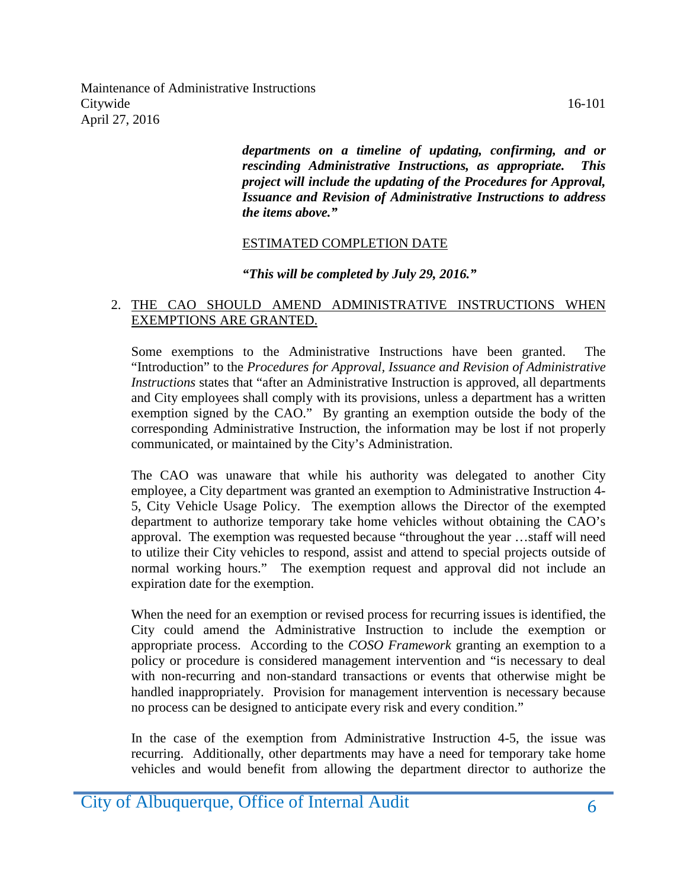***departments on a timeline of updating, confirming, and or rescinding Administrative Instructions, as appropriate. This project will include the updating of the Procedures for Approval, Issuance and Revision of Administrative Instructions to address the items above."***

ESTIMATED COMPLETION DATE

***"This will be completed by July 29, 2016."***

2. THE CAO SHOULD AMEND ADMINISTRATIVE INSTRUCTIONS WHEN EXEMPTIONS ARE GRANTED.

   Some exemptions to the Administrative Instructions have been granted. The "Introduction" to the *Procedures for Approval, Issuance and Revision of Administrative Instructions* states that "after an Administrative Instruction is approved, all departments and City employees shall comply with its provisions, unless a department has a written exemption signed by the CAO." By granting an exemption outside the body of the corresponding Administrative Instruction, the information may be lost if not properly communicated, or maintained by the City's Administration.

   The CAO was unaware that while his authority was delegated to another City employee, a City department was granted an exemption to Administrative Instruction 4-5, City Vehicle Usage Policy. The exemption allows the Director of the exempted department to authorize temporary take home vehicles without obtaining the CAO's approval. The exemption was requested because "throughout the year …staff will need to utilize their City vehicles to respond, assist and attend to special projects outside of normal working hours." The exemption request and approval did not include an expiration date for the exemption.

   When the need for an exemption or revised process for recurring issues is identified, the City could amend the Administrative Instruction to include the exemption or appropriate process. According to the *COSO Framework* granting an exemption to a policy or procedure is considered management intervention and "is necessary to deal with non-recurring and non-standard transactions or events that otherwise might be handled inappropriately. Provision for management intervention is necessary because no process can be designed to anticipate every risk and every condition."

   In the case of the exemption from Administrative Instruction 4-5, the issue was recurring. Additionally, other departments may have a need for temporary take home vehicles and would benefit from allowing the department director to authorize the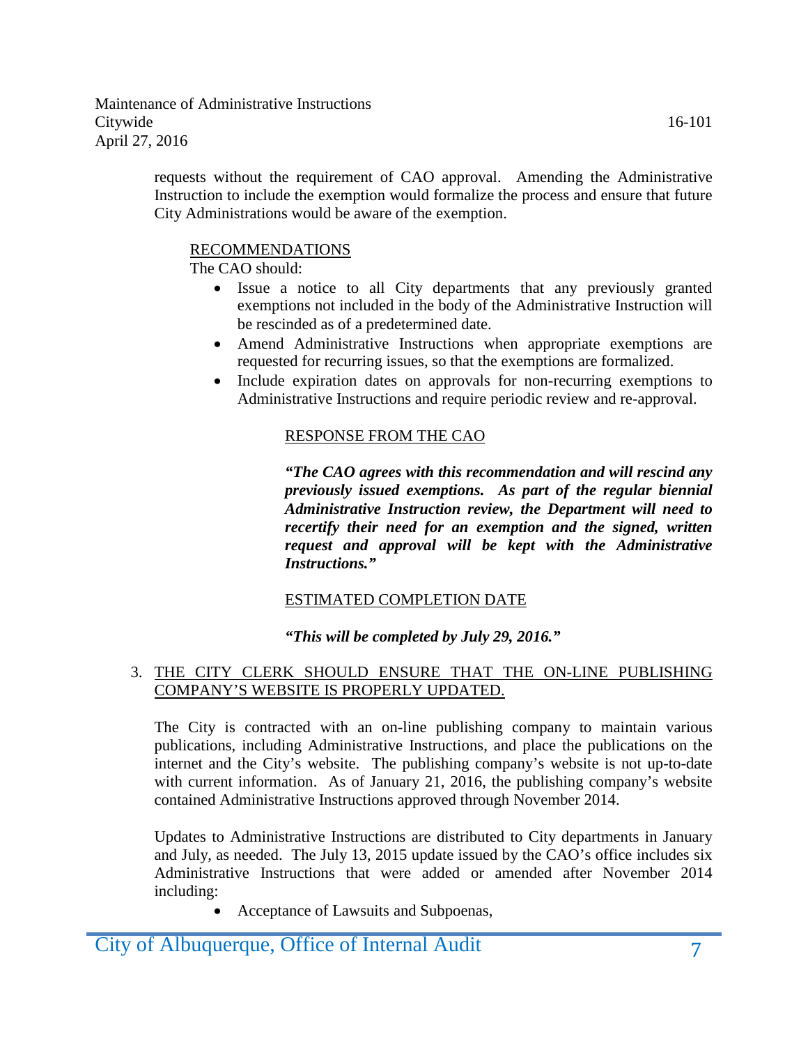requests without the requirement of CAO approval. Amending the Administrative Instruction to include the exemption would formalize the process and ensure that future City Administrations would be aware of the exemption.

RECOMMENDATIONS

The CAO should:

- Issue a notice to all City departments that any previously granted exemptions not included in the body of the Administrative Instruction will be rescinded as of a predetermined date.
- Amend Administrative Instructions when appropriate exemptions are requested for recurring issues, so that the exemptions are formalized.
- Include expiration dates on approvals for non-recurring exemptions to Administrative Instructions and require periodic review and re-approval.

RESPONSE FROM THE CAO

***"The CAO agrees with this recommendation and will rescind any previously issued exemptions. As part of the regular biennial Administrative Instruction review, the Department will need to recertify their need for an exemption and the signed, written request and approval will be kept with the Administrative Instructions."***

ESTIMATED COMPLETION DATE

***"This will be completed by July 29, 2016."***

3. THE CITY CLERK SHOULD ENSURE THAT THE ON-LINE PUBLISHING COMPANY'S WEBSITE IS PROPERLY UPDATED.

The City is contracted with an on-line publishing company to maintain various publications, including Administrative Instructions, and place the publications on the internet and the City's website. The publishing company's website is not up-to-date with current information. As of January 21, 2016, the publishing company's website contained Administrative Instructions approved through November 2014.

Updates to Administrative Instructions are distributed to City departments in January and July, as needed. The July 13, 2015 update issued by the CAO's office includes six Administrative Instructions that were added or amended after November 2014 including:

- Acceptance of Lawsuits and Subpoenas,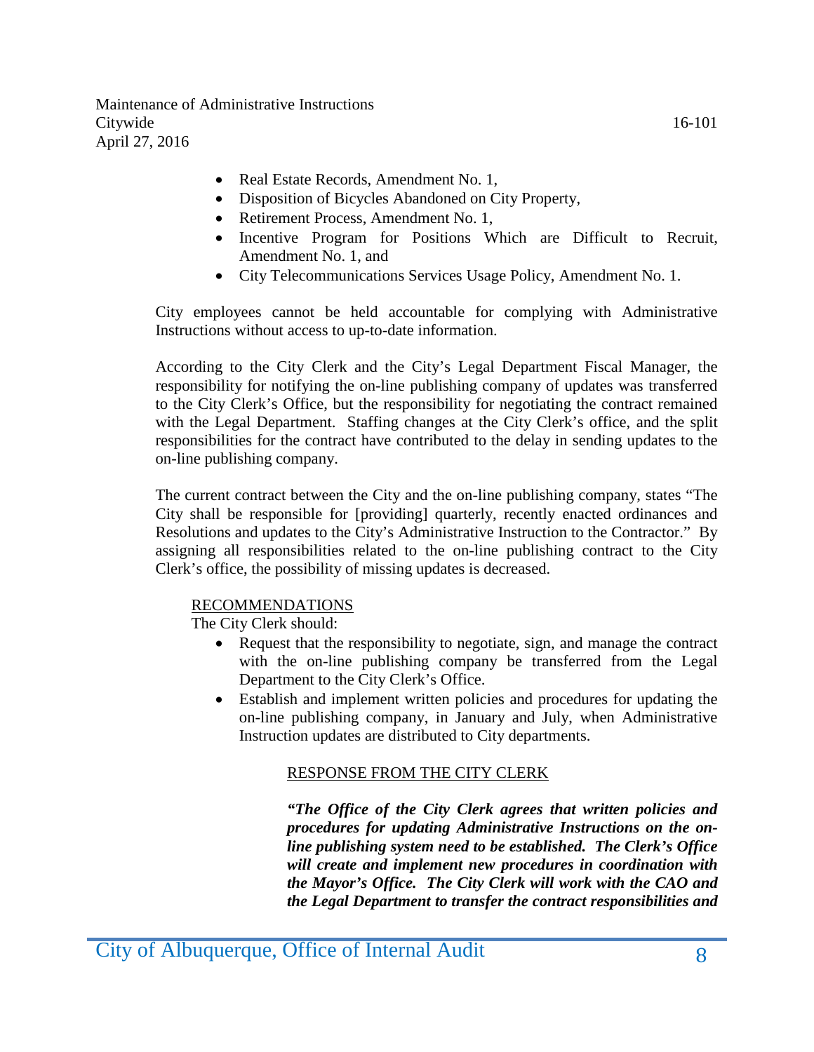- Real Estate Records, Amendment No. 1,
- Disposition of Bicycles Abandoned on City Property,
- Retirement Process, Amendment No. 1,
- Incentive Program for Positions Which are Difficult to Recruit, Amendment No. 1, and
- City Telecommunications Services Usage Policy, Amendment No. 1.

City employees cannot be held accountable for complying with Administrative Instructions without access to up-to-date information.

According to the City Clerk and the City's Legal Department Fiscal Manager, the responsibility for notifying the on-line publishing company of updates was transferred to the City Clerk's Office, but the responsibility for negotiating the contract remained with the Legal Department. Staffing changes at the City Clerk's office, and the split responsibilities for the contract have contributed to the delay in sending updates to the on-line publishing company.

The current contract between the City and the on-line publishing company, states "The City shall be responsible for [providing] quarterly, recently enacted ordinances and Resolutions and updates to the City's Administrative Instruction to the Contractor." By assigning all responsibilities related to the on-line publishing contract to the City Clerk's office, the possibility of missing updates is decreased.

RECOMMENDATIONS

The City Clerk should:

- Request that the responsibility to negotiate, sign, and manage the contract with the on-line publishing company be transferred from the Legal Department to the City Clerk's Office.
- Establish and implement written policies and procedures for updating the on-line publishing company, in January and July, when Administrative Instruction updates are distributed to City departments.

RESPONSE FROM THE CITY CLERK

***"The Office of the City Clerk agrees that written policies and procedures for updating Administrative Instructions on the on-line publishing system need to be established. The Clerk's Office will create and implement new procedures in coordination with the Mayor's Office. The City Clerk will work with the CAO and the Legal Department to transfer the contract responsibilities and***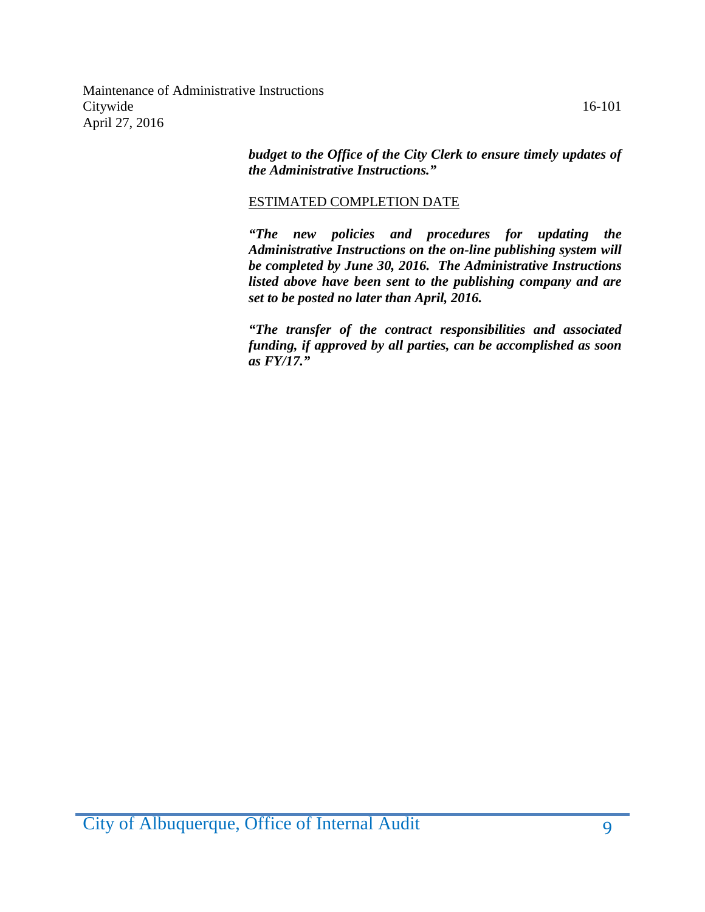***budget to the Office of the City Clerk to ensure timely updates of the Administrative Instructions."***

ESTIMATED COMPLETION DATE

***"The new policies and procedures for updating the Administrative Instructions on the on-line publishing system will be completed by June 30, 2016. The Administrative Instructions listed above have been sent to the publishing company and are set to be posted no later than April, 2016.***

***"The transfer of the contract responsibilities and associated funding, if approved by all parties, can be accomplished as soon as FY/17."***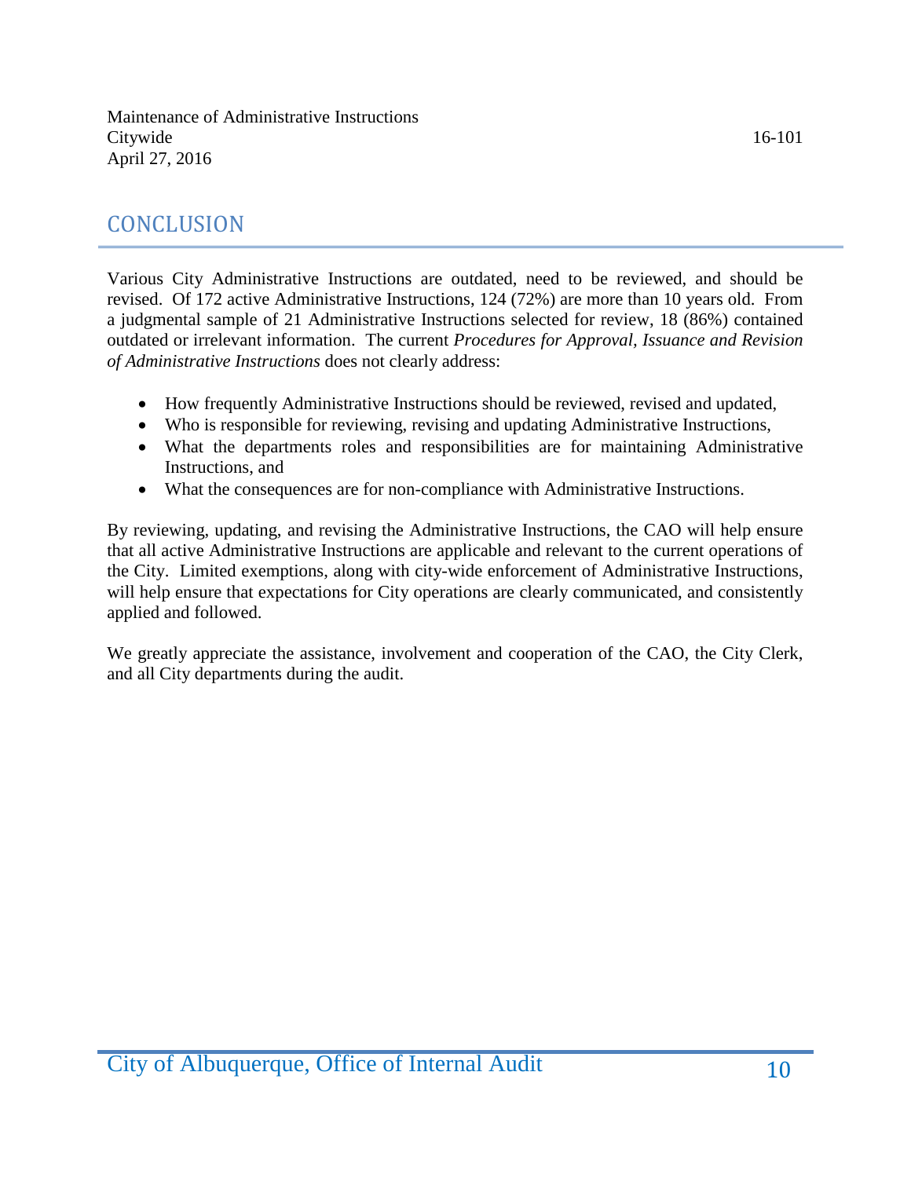## CONCLUSION

Various City Administrative Instructions are outdated, need to be reviewed, and should be revised. Of 172 active Administrative Instructions, 124 (72%) are more than 10 years old. From a judgmental sample of 21 Administrative Instructions selected for review, 18 (86%) contained outdated or irrelevant information. The current *Procedures for Approval, Issuance and Revision of Administrative Instructions* does not clearly address:

- How frequently Administrative Instructions should be reviewed, revised and updated,
- Who is responsible for reviewing, revising and updating Administrative Instructions,
- What the departments roles and responsibilities are for maintaining Administrative Instructions, and
- What the consequences are for non-compliance with Administrative Instructions.

By reviewing, updating, and revising the Administrative Instructions, the CAO will help ensure that all active Administrative Instructions are applicable and relevant to the current operations of the City. Limited exemptions, along with city-wide enforcement of Administrative Instructions, will help ensure that expectations for City operations are clearly communicated, and consistently applied and followed.

We greatly appreciate the assistance, involvement and cooperation of the CAO, the City Clerk, and all City departments during the audit.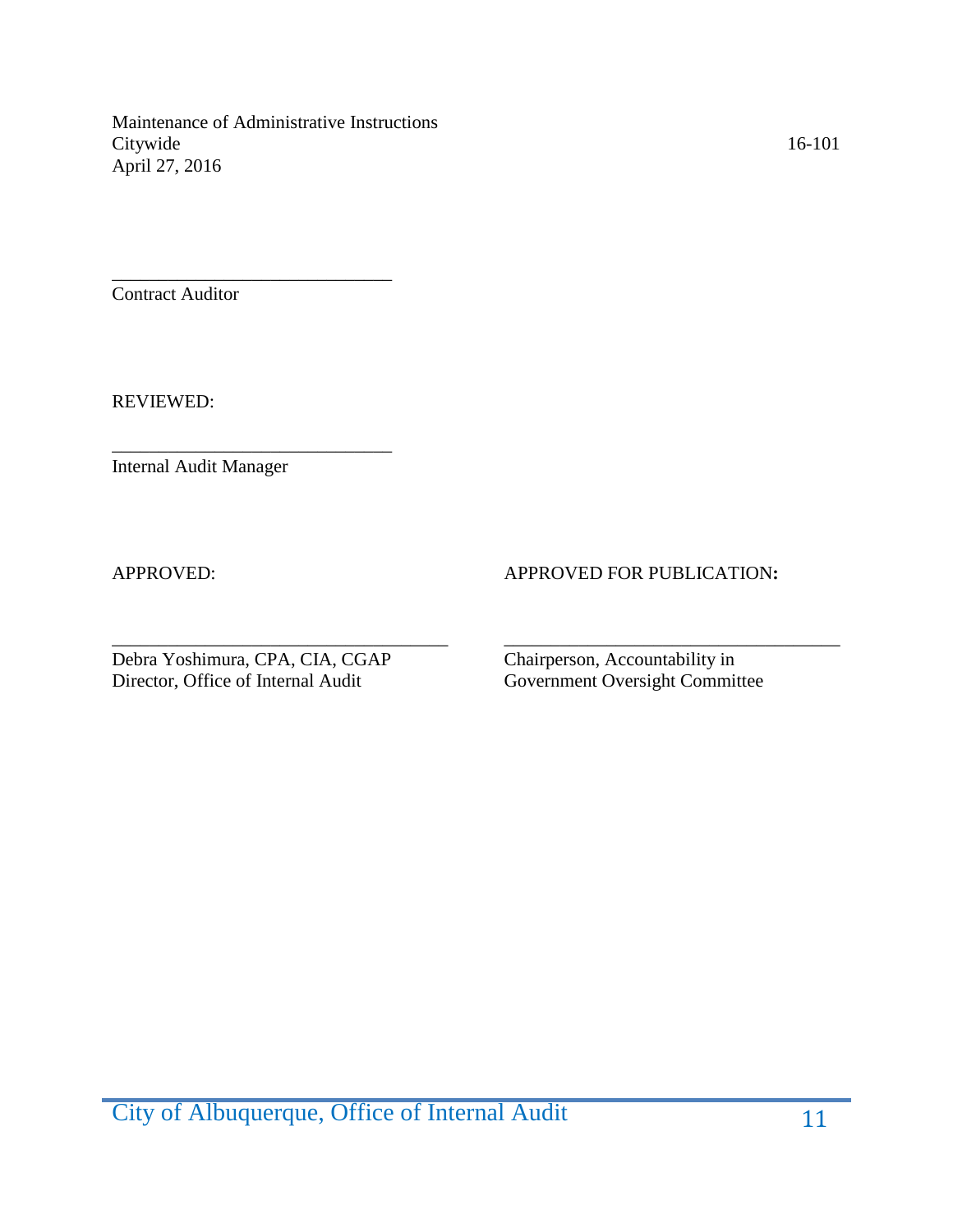\_\_\_\_\_\_\_\_\_\_\_\_\_\_\_\_\_\_\_\_\_\_\_\_\_\_\_\_\_\_

Contract Auditor

REVIEWED:

\_\_\_\_\_\_\_\_\_\_\_\_\_\_\_\_\_\_\_\_\_\_\_\_\_\_\_\_\_\_

Internal Audit Manager

APPROVED:

\_\_\_\_\_\_\_\_\_\_\_\_\_\_\_\_\_\_\_\_\_\_\_\_\_\_\_\_\_\_

Debra Yoshimura, CPA, CIA, CGAP
Director, Office of Internal Audit

APPROVED FOR PUBLICATION:

\_\_\_\_\_\_\_\_\_\_\_\_\_\_\_\_\_\_\_\_\_\_\_\_\_\_\_\_\_\_

Chairperson, Accountability in
Government Oversight Committee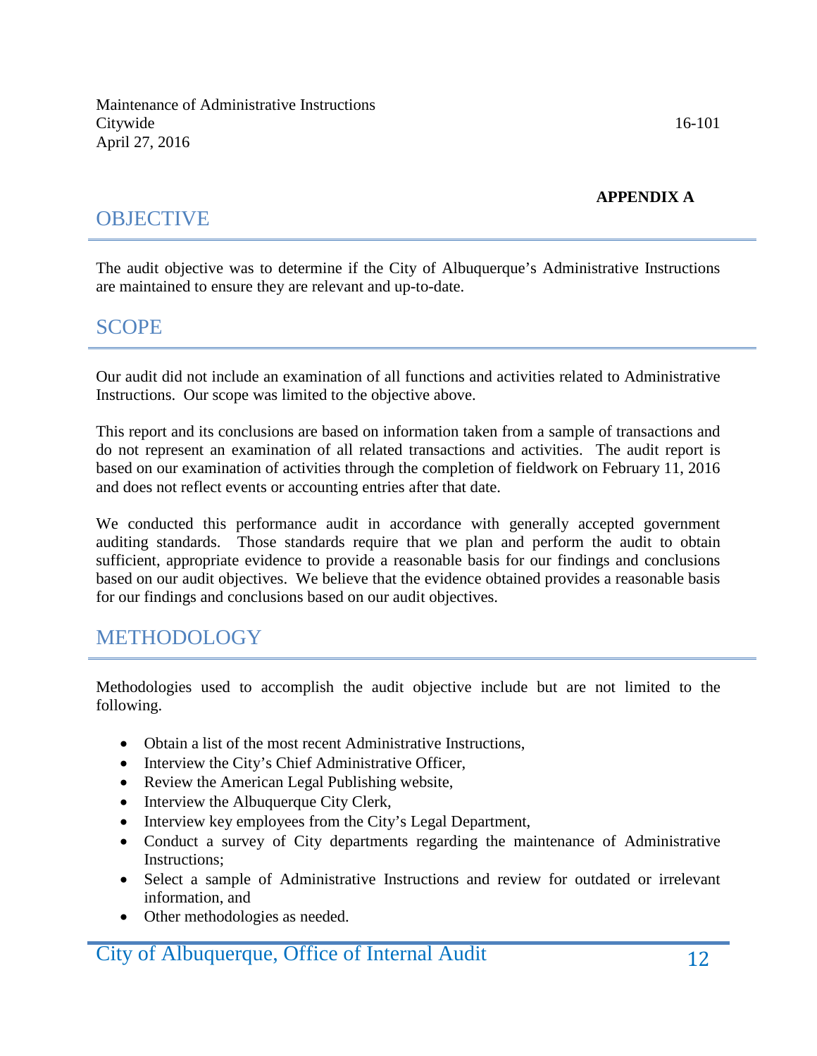**APPENDIX A**

## OBJECTIVE

The audit objective was to determine if the City of Albuquerque's Administrative Instructions are maintained to ensure they are relevant and up-to-date.

## SCOPE

Our audit did not include an examination of all functions and activities related to Administrative Instructions. Our scope was limited to the objective above.

This report and its conclusions are based on information taken from a sample of transactions and do not represent an examination of all related transactions and activities. The audit report is based on our examination of activities through the completion of fieldwork on February 11, 2016 and does not reflect events or accounting entries after that date.

We conducted this performance audit in accordance with generally accepted government auditing standards. Those standards require that we plan and perform the audit to obtain sufficient, appropriate evidence to provide a reasonable basis for our findings and conclusions based on our audit objectives. We believe that the evidence obtained provides a reasonable basis for our findings and conclusions based on our audit objectives.

## METHODOLOGY

Methodologies used to accomplish the audit objective include but are not limited to the following.

- Obtain a list of the most recent Administrative Instructions,
- Interview the City's Chief Administrative Officer,
- Review the American Legal Publishing website,
- Interview the Albuquerque City Clerk,
- Interview key employees from the City's Legal Department,
- Conduct a survey of City departments regarding the maintenance of Administrative Instructions;
- Select a sample of Administrative Instructions and review for outdated or irrelevant information, and
- Other methodologies as needed.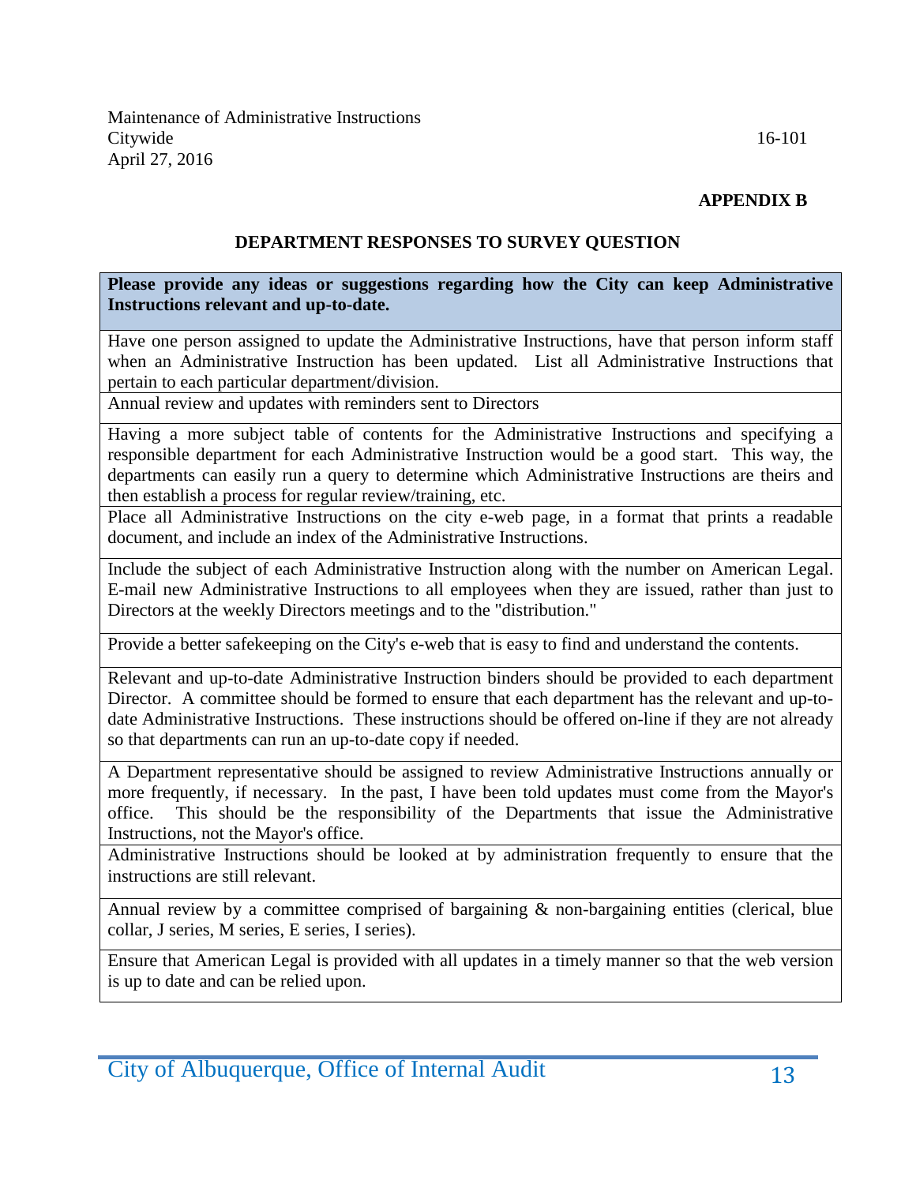**APPENDIX B**

## DEPARTMENT RESPONSES TO SURVEY QUESTION

| **Please provide any ideas or suggestions regarding how the City can keep Administrative Instructions relevant and up-to-date.** |
| --- |
| Have one person assigned to update the Administrative Instructions, have that person inform staff when an Administrative Instruction has been updated. List all Administrative Instructions that pertain to each particular department/division. |
| Annual review and updates with reminders sent to Directors |
| Having a more subject table of contents for the Administrative Instructions and specifying a responsible department for each Administrative Instruction would be a good start. This way, the departments can easily run a query to determine which Administrative Instructions are theirs and then establish a process for regular review/training, etc. |
| Place all Administrative Instructions on the city e-web page, in a format that prints a readable document, and include an index of the Administrative Instructions. |
| Include the subject of each Administrative Instruction along with the number on American Legal. E-mail new Administrative Instructions to all employees when they are issued, rather than just to Directors at the weekly Directors meetings and to the "distribution." |
| Provide a better safekeeping on the City's e-web that is easy to find and understand the contents. |
| Relevant and up-to-date Administrative Instruction binders should be provided to each department Director. A committee should be formed to ensure that each department has the relevant and up-to-date Administrative Instructions. These instructions should be offered on-line if they are not already so that departments can run an up-to-date copy if needed. |
| A Department representative should be assigned to review Administrative Instructions annually or more frequently, if necessary. In the past, I have been told updates must come from the Mayor's office. This should be the responsibility of the Departments that issue the Administrative Instructions, not the Mayor's office. |
| Administrative Instructions should be looked at by administration frequently to ensure that the instructions are still relevant. |
| Annual review by a committee comprised of bargaining & non-bargaining entities (clerical, blue collar, J series, M series, E series, I series). |
| Ensure that American Legal is provided with all updates in a timely manner so that the web version is up to date and can be relied upon. |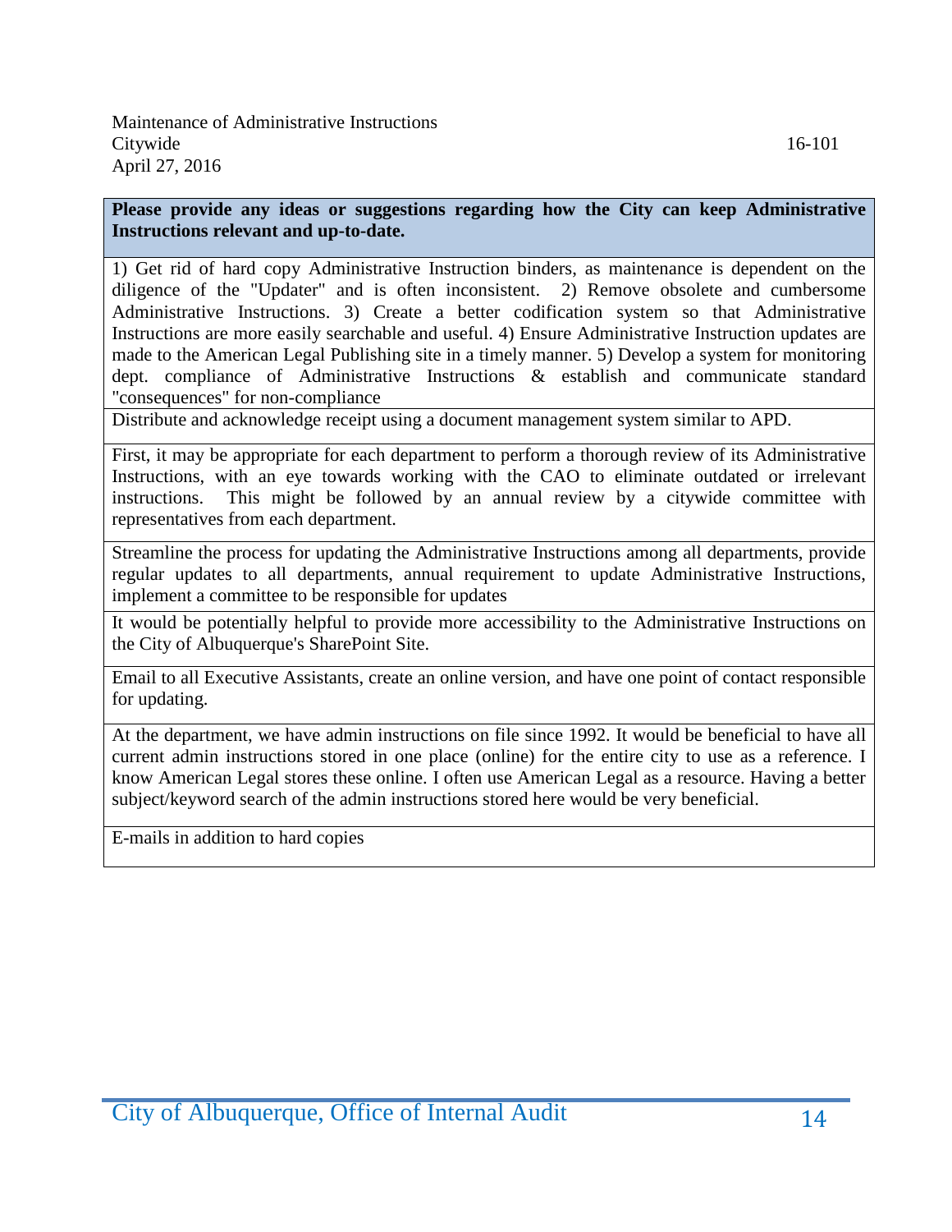| Please provide any ideas or suggestions regarding how the City can keep Administrative Instructions relevant and up-to-date. |
|---|
| 1) Get rid of hard copy Administrative Instruction binders, as maintenance is dependent on the diligence of the "Updater" and is often inconsistent. 2) Remove obsolete and cumbersome Administrative Instructions. 3) Create a better codification system so that Administrative Instructions are more easily searchable and useful. 4) Ensure Administrative Instruction updates are made to the American Legal Publishing site in a timely manner. 5) Develop a system for monitoring dept. compliance of Administrative Instructions & establish and communicate standard "consequences" for non-compliance |
| Distribute and acknowledge receipt using a document management system similar to APD. |
| First, it may be appropriate for each department to perform a thorough review of its Administrative Instructions, with an eye towards working with the CAO to eliminate outdated or irrelevant instructions. This might be followed by an annual review by a citywide committee with representatives from each department. |
| Streamline the process for updating the Administrative Instructions among all departments, provide regular updates to all departments, annual requirement to update Administrative Instructions, implement a committee to be responsible for updates |
| It would be potentially helpful to provide more accessibility to the Administrative Instructions on the City of Albuquerque's SharePoint Site. |
| Email to all Executive Assistants, create an online version, and have one point of contact responsible for updating. |
| At the department, we have admin instructions on file since 1992. It would be beneficial to have all current admin instructions stored in one place (online) for the entire city to use as a reference. I know American Legal stores these online. I often use American Legal as a resource. Having a better subject/keyword search of the admin instructions stored here would be very beneficial. |
| E-mails in addition to hard copies |